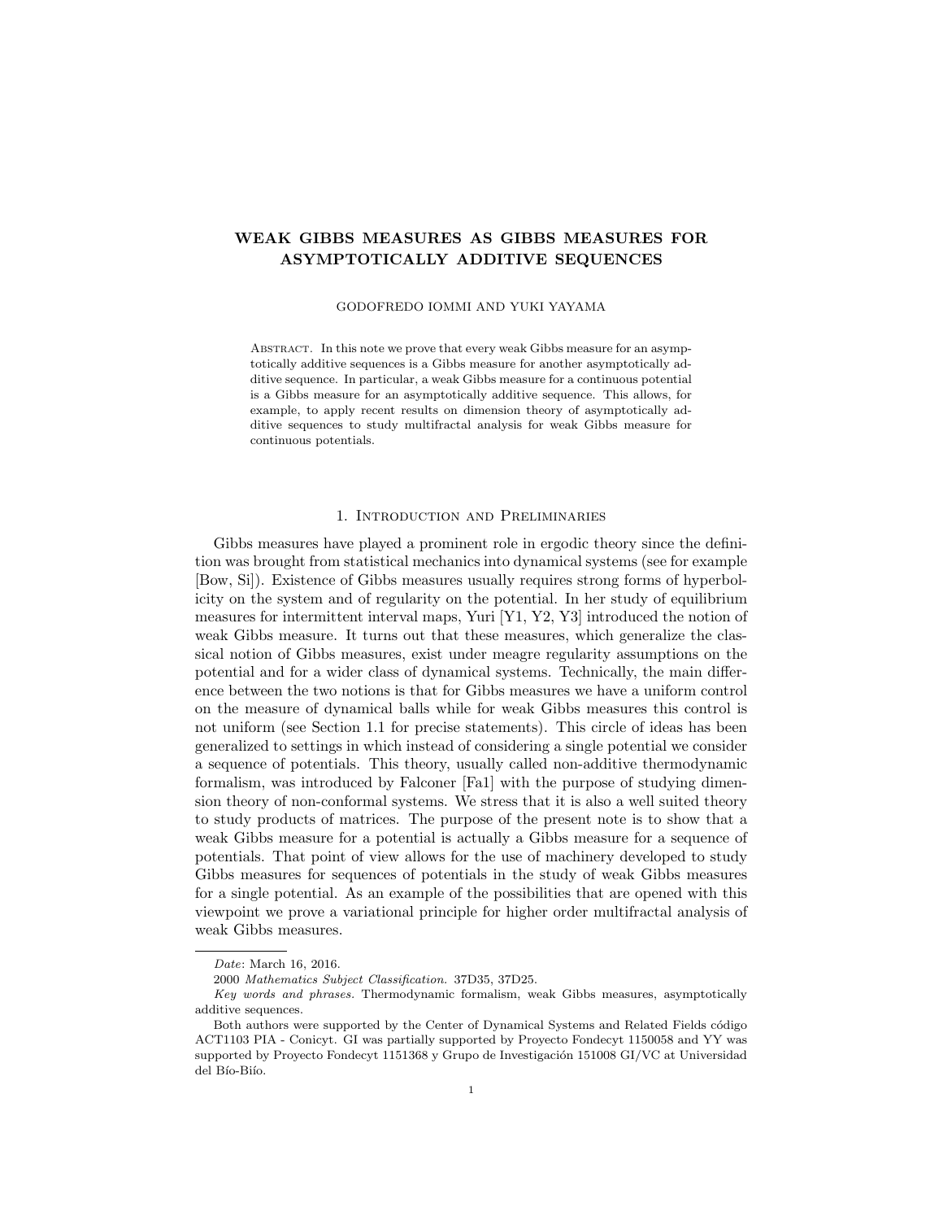# WEAK GIBBS MEASURES AS GIBBS MEASURES FOR ASYMPTOTICALLY ADDITIVE SEQUENCES

GODOFREDO IOMMI AND YUKI YAYAMA

Abstract. In this note we prove that every weak Gibbs measure for an asymptotically additive sequences is a Gibbs measure for another asymptotically additive sequence. In particular, a weak Gibbs measure for a continuous potential is a Gibbs measure for an asymptotically additive sequence. This allows, for example, to apply recent results on dimension theory of asymptotically additive sequences to study multifractal analysis for weak Gibbs measure for continuous potentials.

## 1. Introduction and Preliminaries

Gibbs measures have played a prominent role in ergodic theory since the definition was brought from statistical mechanics into dynamical systems (see for example [Bow, Si]). Existence of Gibbs measures usually requires strong forms of hyperbolicity on the system and of regularity on the potential. In her study of equilibrium measures for intermittent interval maps, Yuri [Y1, Y2, Y3] introduced the notion of weak Gibbs measure. It turns out that these measures, which generalize the classical notion of Gibbs measures, exist under meagre regularity assumptions on the potential and for a wider class of dynamical systems. Technically, the main difference between the two notions is that for Gibbs measures we have a uniform control on the measure of dynamical balls while for weak Gibbs measures this control is not uniform (see Section 1.1 for precise statements). This circle of ideas has been generalized to settings in which instead of considering a single potential we consider a sequence of potentials. This theory, usually called non-additive thermodynamic formalism, was introduced by Falconer [Fa1] with the purpose of studying dimension theory of non-conformal systems. We stress that it is also a well suited theory to study products of matrices. The purpose of the present note is to show that a weak Gibbs measure for a potential is actually a Gibbs measure for a sequence of potentials. That point of view allows for the use of machinery developed to study Gibbs measures for sequences of potentials in the study of weak Gibbs measures for a single potential. As an example of the possibilities that are opened with this viewpoint we prove a variational principle for higher order multifractal analysis of weak Gibbs measures.

---

*Date*: March 16, 2016.

2000 *Mathematics Subject Classification.* 37D35, 37D25.

*Key words and phrases.* Thermodynamic formalism, weak Gibbs measures, asymptotically additive sequences.

Both authors were supported by the Center of Dynamical Systems and Related Fields código ACT1103 PIA - Conicyt. GI was partially supported by Proyecto Fondecyt 1150058 and YY was supported by Proyecto Fondecyt 1151368 y Grupo de Investigación 151008 GI/VC at Universidad del Bío-Biío.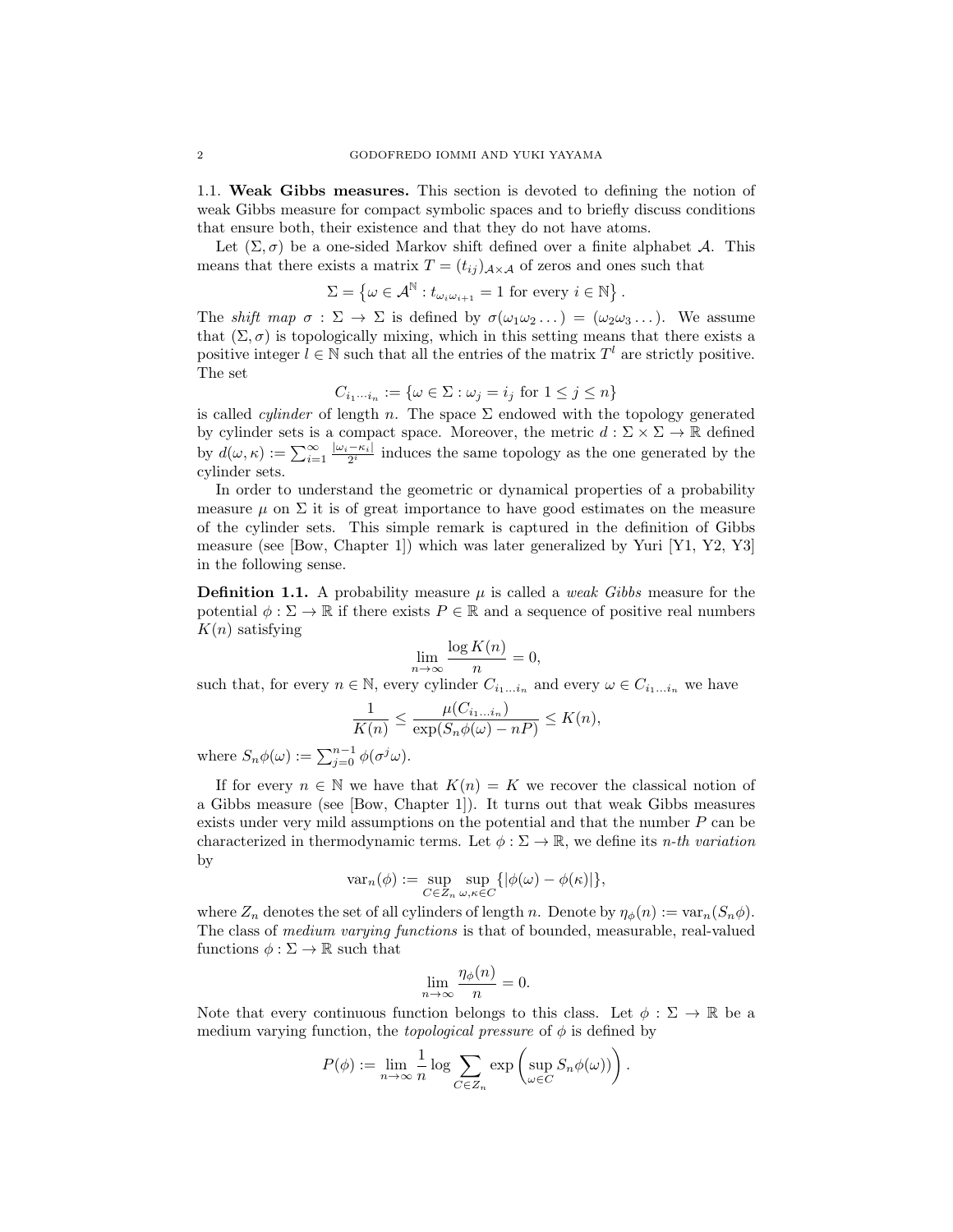### 1.1. Weak Gibbs measures.

This section is devoted to defining the notion of weak Gibbs measure for compact symbolic spaces and to briefly discuss conditions that ensure both, their existence and that they do not have atoms.

Let $(\Sigma, \sigma)$ be a one-sided Markov shift defined over a finite alphabet $\mathcal{A}$. This means that there exists a matrix $T = (t_{ij})_{\mathcal{A}\times\mathcal{A}}$ of zeros and ones such that

$$\Sigma = \left\{ \omega \in \mathcal{A}^{\mathbb{N}} : t_{\omega_i \omega_{i+1}} = 1 \text{ for every } i \in \mathbb{N} \right\}.$$

The *shift map* $\sigma : \Sigma \to \Sigma$ is defined by $\sigma(\omega_1 \omega_2 \dots) = (\omega_2 \omega_3 \dots)$. We assume that $(\Sigma, \sigma)$ is topologically mixing, which in this setting means that there exists a positive integer $l \in \mathbb{N}$ such that all the entries of the matrix $T^l$ are strictly positive. The set

$$C_{i_1 \cdots i_n} := \{\omega \in \Sigma : \omega_j = i_j \text{ for } 1 \le j \le n\}$$

is called *cylinder* of length $n$. The space $\Sigma$ endowed with the topology generated by cylinder sets is a compact space. Moreover, the metric $d : \Sigma \times \Sigma \to \mathbb{R}$ defined by $d(\omega, \kappa) := \sum_{i=1}^{\infty} \frac{|\omega_i - \kappa_i|}{2^i}$ induces the same topology as the one generated by the cylinder sets.

In order to understand the geometric or dynamical properties of a probability measure $\mu$ on $\Sigma$ it is of great importance to have good estimates on the measure of the cylinder sets. This simple remark is captured in the definition of Gibbs measure (see [Bow, Chapter 1]) which was later generalized by Yuri [Y1, Y2, Y3] in the following sense.

**Definition 1.1.** A probability measure $\mu$ is called a *weak Gibbs* measure for the potential $\phi : \Sigma \to \mathbb{R}$ if there exists $P \in \mathbb{R}$ and a sequence of positive real numbers $K(n)$ satisfying

$$\lim_{n\to\infty} \frac{\log K(n)}{n} = 0,$$

such that, for every $n \in \mathbb{N}$, every cylinder $C_{i_1 \dots i_n}$ and every $\omega \in C_{i_1 \dots i_n}$ we have

$$\frac{1}{K(n)} \le \frac{\mu(C_{i_1 \dots i_n})}{\exp(S_n \phi(\omega) - nP)} \le K(n),$$

where $S_n\phi(\omega) := \sum_{j=0}^{n-1} \phi(\sigma^j \omega)$.

If for every $n \in \mathbb{N}$ we have that $K(n) = K$ we recover the classical notion of a Gibbs measure (see [Bow, Chapter 1]). It turns out that weak Gibbs measures exists under very mild assumptions on the potential and that the number $P$ can be characterized in thermodynamic terms. Let $\phi : \Sigma \to \mathbb{R}$, we define its *n-th variation* by

$$\text{var}_n(\phi) := \sup_{C \in Z_n} \sup_{\omega, \kappa \in C} \{|\phi(\omega) - \phi(\kappa)|\},$$

where $Z_n$ denotes the set of all cylinders of length $n$. Denote by $\eta_\phi(n) := \text{var}_n(S_n\phi)$. The class of *medium varying functions* is that of bounded, measurable, real-valued functions $\phi : \Sigma \to \mathbb{R}$ such that

$$\lim_{n\to\infty} \frac{\eta_\phi(n)}{n} = 0.$$

Note that every continuous function belongs to this class. Let $\phi : \Sigma \to \mathbb{R}$ be a medium varying function, the *topological pressure* of $\phi$ is defined by

$$P(\phi) := \lim_{n\to\infty} \frac{1}{n} \log \sum_{C \in Z_n} \exp\left( \sup_{\omega \in C} S_n\phi(\omega) \right).$$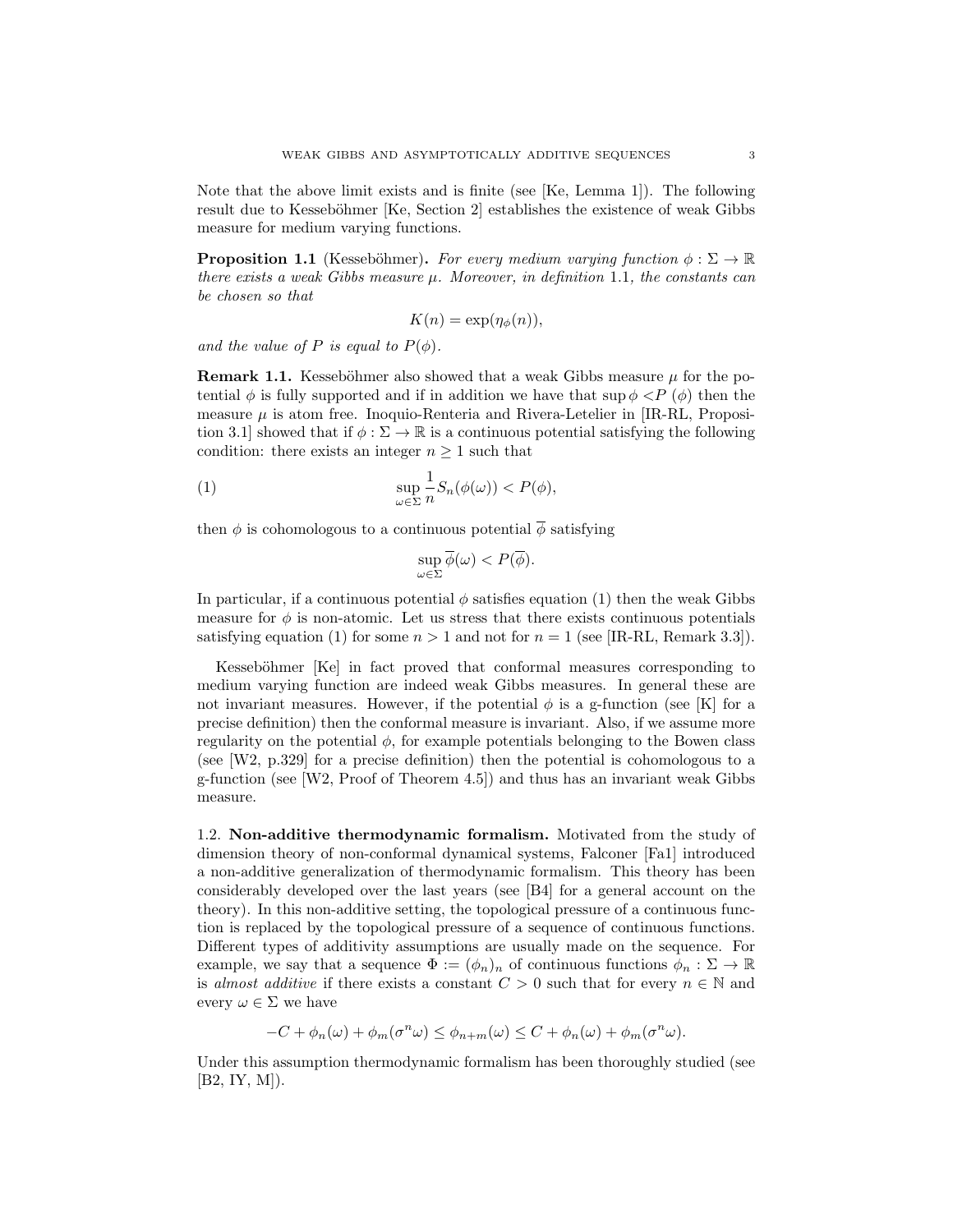Note that the above limit exists and is finite (see [Ke, Lemma 1]). The following result due to Kesseböhmer [Ke, Section 2] establishes the existence of weak Gibbs measure for medium varying functions.

**Proposition 1.1** (Kesseböhmer)**.** *For every medium varying function $\phi : \Sigma \to \mathbb{R}$ there exists a weak Gibbs measure $\mu$. Moreover, in definition* 1.1*, the constants can be chosen so that*

$$K(n) = \exp(\eta_\phi(n)),$$

*and the value of $P$ is equal to $P(\phi)$.*

**Remark 1.1.** Kesseböhmer also showed that a weak Gibbs measure $\mu$ for the potential $\phi$ is fully supported and if in addition we have that $\sup \phi < P(\phi)$ then the measure $\mu$ is atom free. Inoquio-Renteria and Rivera-Letelier in [IR-RL, Proposition 3.1] showed that if $\phi : \Sigma \to \mathbb{R}$ is a continuous potential satisfying the following condition: there exists an integer $n \geq 1$ such that

$$\sup_{\omega \in \Sigma} \frac{1}{n} S_n(\phi(\omega)) < P(\phi), \tag{1}$$

then $\phi$ is cohomologous to a continuous potential $\overline{\phi}$ satisfying

$$\sup_{\omega \in \Sigma} \overline{\phi}(\omega) < P(\overline{\phi}).$$

In particular, if a continuous potential $\phi$ satisfies equation (1) then the weak Gibbs measure for $\phi$ is non-atomic. Let us stress that there exists continuous potentials satisfying equation (1) for some $n > 1$ and not for $n = 1$ (see [IR-RL, Remark 3.3]).

Kesseböhmer [Ke] in fact proved that conformal measures corresponding to medium varying function are indeed weak Gibbs measures. In general these are not invariant measures. However, if the potential $\phi$ is a g-function (see [K] for a precise definition) then the conformal measure is invariant. Also, if we assume more regularity on the potential $\phi$, for example potentials belonging to the Bowen class (see [W2, p.329] for a precise definition) then the potential is cohomologous to a g-function (see [W2, Proof of Theorem 4.5]) and thus has an invariant weak Gibbs measure.

### 1.2. Non-additive thermodynamic formalism.

Motivated from the study of dimension theory of non-conformal dynamical systems, Falconer [Fa1] introduced a non-additive generalization of thermodynamic formalism. This theory has been considerably developed over the last years (see [B4] for a general account on the theory). In this non-additive setting, the topological pressure of a continuous function is replaced by the topological pressure of a sequence of continuous functions. Different types of additivity assumptions are usually made on the sequence. For example, we say that a sequence $\Phi := (\phi_n)_n$ of continuous functions $\phi_n : \Sigma \to \mathbb{R}$ is *almost additive* if there exists a constant $C > 0$ such that for every $n \in \mathbb{N}$ and every $\omega \in \Sigma$ we have

$$-C + \phi_n(\omega) + \phi_m(\sigma^n \omega) \leq \phi_{n+m}(\omega) \leq C + \phi_n(\omega) + \phi_m(\sigma^n \omega).$$

Under this assumption thermodynamic formalism has been thoroughly studied (see [B2, IY, M]).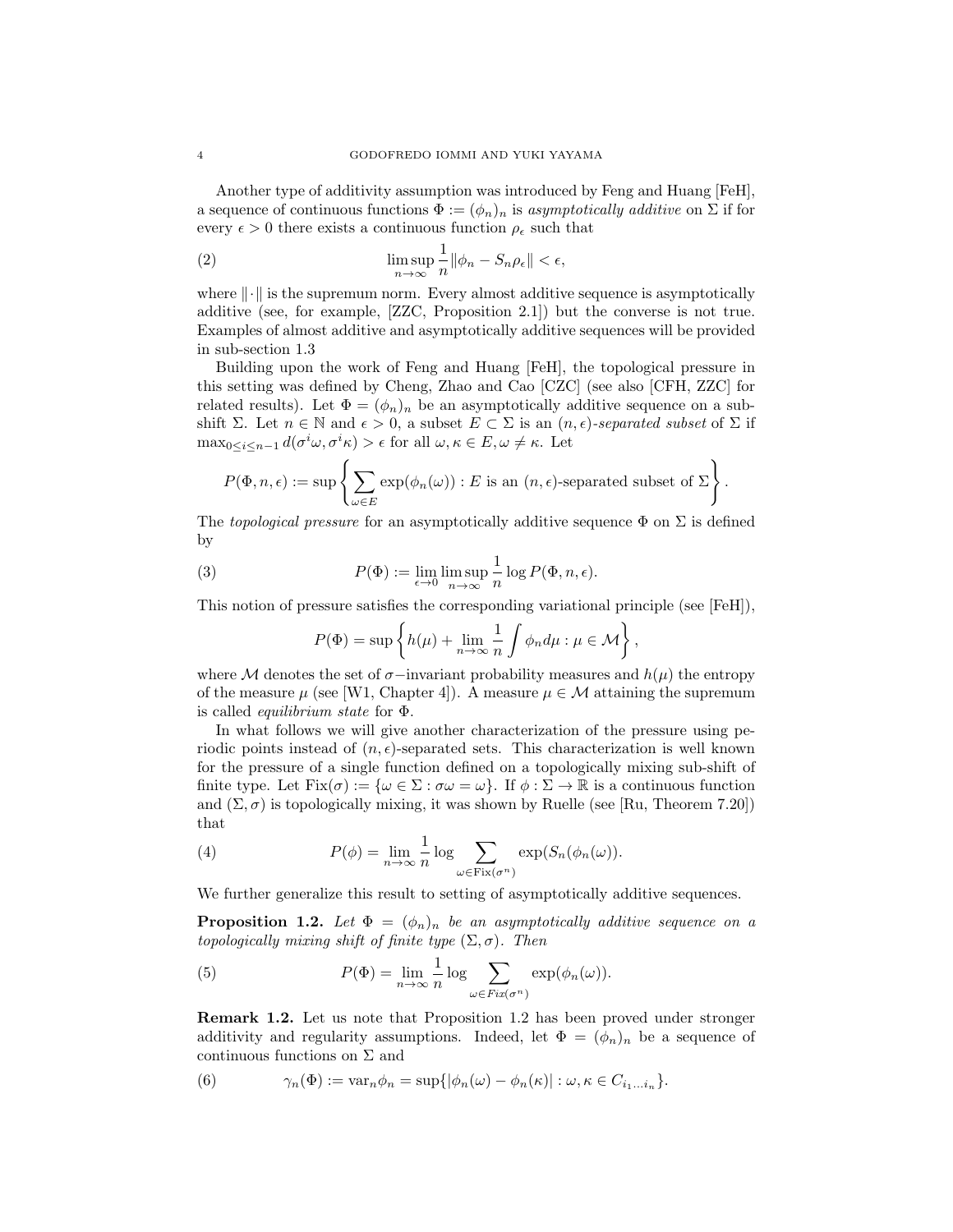Another type of additivity assumption was introduced by Feng and Huang [FeH], a sequence of continuous functions $\Phi := (\phi_n)_n$ is *asymptotically additive* on $\Sigma$ if for every $\epsilon > 0$ there exists a continuous function $\rho_\epsilon$ such that

$$\limsup_{n\to\infty} \frac{1}{n}\|\phi_n - S_n\rho_\epsilon\| < \epsilon, \tag{2}$$

where $\|\cdot\|$ is the supremum norm. Every almost additive sequence is asymptotically additive (see, for example, [ZZC, Proposition 2.1]) but the converse is not true. Examples of almost additive and asymptotically additive sequences will be provided in sub-section 1.3

Building upon the work of Feng and Huang [FeH], the topological pressure in this setting was defined by Cheng, Zhao and Cao [CZC] (see also [CFH, ZZC] for related results). Let $\Phi = (\phi_n)_n$ be an asymptotically additive sequence on a sub-shift $\Sigma$. Let $n \in \mathbb{N}$ and $\epsilon > 0$, a subset $E \subset \Sigma$ is an *$(n, \epsilon)$-separated subset* of $\Sigma$ if $\max_{0\leq i\leq n-1} d(\sigma^i\omega, \sigma^i\kappa) > \epsilon$ for all $\omega, \kappa \in E, \omega \neq \kappa$. Let

$$P(\Phi, n, \epsilon) := \sup\left\{ \sum_{\omega\in E} \exp(\phi_n(\omega)) : E \text{ is an } (n,\epsilon)\text{-separated subset of } \Sigma \right\}.$$

The *topological pressure* for an asymptotically additive sequence $\Phi$ on $\Sigma$ is defined by

$$P(\Phi) := \lim_{\epsilon\to 0}\limsup_{n\to\infty} \frac{1}{n}\log P(\Phi, n, \epsilon). \tag{3}$$

This notion of pressure satisfies the corresponding variational principle (see [FeH]),

$$P(\Phi) = \sup\left\{ h(\mu) + \lim_{n\to\infty}\frac{1}{n}\int \phi_n d\mu : \mu \in \mathcal{M} \right\},$$

where $\mathcal{M}$ denotes the set of $\sigma-$invariant probability measures and $h(\mu)$ the entropy of the measure $\mu$ (see [W1, Chapter 4]). A measure $\mu \in \mathcal{M}$ attaining the supremum is called *equilibrium state* for $\Phi$.

In what follows we will give another characterization of the pressure using periodic points instead of $(n, \epsilon)$-separated sets. This characterization is well known for the pressure of a single function defined on a topologically mixing sub-shift of finite type. Let $\text{Fix}(\sigma) := \{\omega \in \Sigma : \sigma\omega = \omega\}$. If $\phi : \Sigma \to \mathbb{R}$ is a continuous function and $(\Sigma, \sigma)$ is topologically mixing, it was shown by Ruelle (see [Ru, Theorem 7.20]) that

$$P(\phi) = \lim_{n\to\infty}\frac{1}{n}\log\sum_{\omega\in\text{Fix}(\sigma^n)}\exp(S_n(\phi_n(\omega))). \tag{4}$$

We further generalize this result to setting of asymptotically additive sequences.

**Proposition 1.2.** *Let $\Phi = (\phi_n)_n$ be an asymptotically additive sequence on a topologically mixing shift of finite type $(\Sigma, \sigma)$. Then*

$$P(\Phi) = \lim_{n\to\infty}\frac{1}{n}\log\sum_{\omega\in Fix(\sigma^n)}\exp(\phi_n(\omega)). \tag{5}$$

**Remark 1.2.** Let us note that Proposition 1.2 has been proved under stronger additivity and regularity assumptions. Indeed, let $\Phi = (\phi_n)_n$ be a sequence of continuous functions on $\Sigma$ and

$$\gamma_n(\Phi) := \text{var}_n\phi_n = \sup\{|\phi_n(\omega) - \phi_n(\kappa)| : \omega, \kappa \in C_{i_1\dots i_n}\}. \tag{6}$$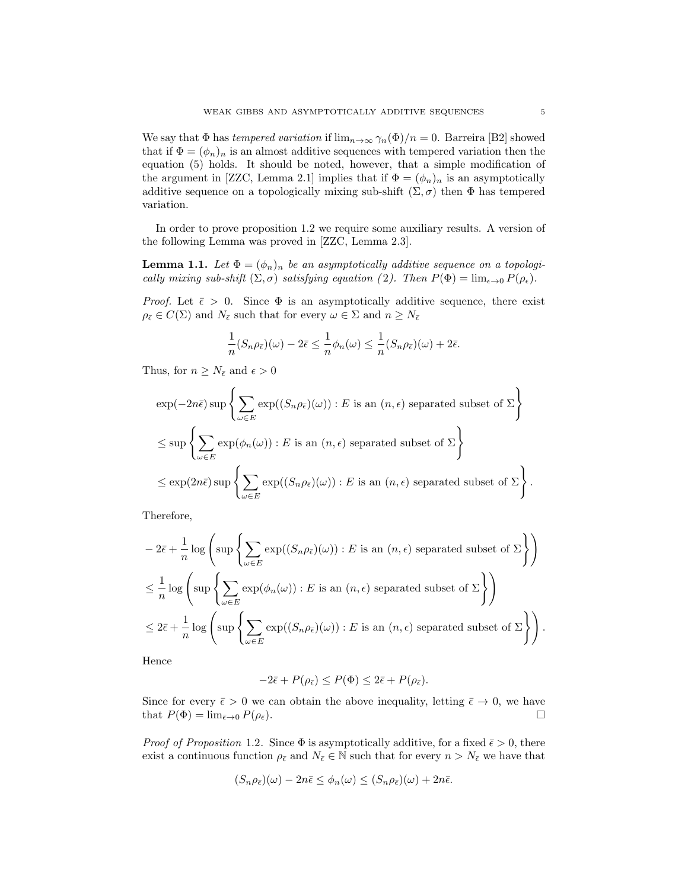We say that $\Phi$ has *tempered variation* if $\lim_{n\to\infty} \gamma_n(\Phi)/n = 0$. Barreira [B2] showed that if $\Phi = (\phi_n)_n$ is an almost additive sequences with tempered variation then the equation (5) holds. It should be noted, however, that a simple modification of the argument in [ZZC, Lemma 2.1] implies that if $\Phi = (\phi_n)_n$ is an asymptotically additive sequence on a topologically mixing sub-shift $(\Sigma, \sigma)$ then $\Phi$ has tempered variation.

In order to prove proposition 1.2 we require some auxiliary results. A version of the following Lemma was proved in [ZZC, Lemma 2.3].

**Lemma 1.1.** *Let $\Phi = (\phi_n)_n$ be an asymptotically additive sequence on a topologically mixing sub-shift $(\Sigma, \sigma)$ satisfying equation (2). Then $P(\Phi) = \lim_{\epsilon\to 0} P(\rho_\epsilon)$.*

*Proof.* Let $\bar{\epsilon} > 0$. Since $\Phi$ is an asymptotically additive sequence, there exist $\rho_{\bar{\epsilon}} \in C(\Sigma)$ and $N_{\bar{\epsilon}}$ such that for every $\omega \in \Sigma$ and $n \geq N_{\bar{\epsilon}}$

$$\frac{1}{n}(S_n\rho_{\bar{\epsilon}})(\omega) - 2\bar{\epsilon} \leq \frac{1}{n}\phi_n(\omega) \leq \frac{1}{n}(S_n\rho_{\bar{\epsilon}})(\omega) + 2\bar{\epsilon}.$$

Thus, for $n \geq N_{\bar{\epsilon}}$ and $\epsilon > 0$

$$\begin{aligned}
&\exp(-2n\bar{\epsilon}) \sup\left\{\sum_{\omega\in E} \exp((S_n\rho_{\bar{\epsilon}})(\omega)) : E \text{ is an } (n,\epsilon) \text{ separated subset of } \Sigma\right\} \\
&\leq \sup\left\{\sum_{\omega\in E} \exp(\phi_n(\omega)) : E \text{ is an } (n,\epsilon) \text{ separated subset of } \Sigma\right\} \\
&\leq \exp(2n\bar{\epsilon}) \sup\left\{\sum_{\omega\in E} \exp((S_n\rho_{\bar{\epsilon}})(\omega)) : E \text{ is an } (n,\epsilon) \text{ separated subset of } \Sigma\right\}.
\end{aligned}$$

Therefore,

$$\begin{aligned}
&-2\bar{\epsilon} + \frac{1}{n}\log\left(\sup\left\{\sum_{\omega\in E} \exp((S_n\rho_{\bar{\epsilon}})(\omega)) : E \text{ is an } (n,\epsilon) \text{ separated subset of } \Sigma\right\}\right) \\
&\leq \frac{1}{n}\log\left(\sup\left\{\sum_{\omega\in E} \exp(\phi_n(\omega)) : E \text{ is an } (n,\epsilon) \text{ separated subset of } \Sigma\right\}\right) \\
&\leq 2\bar{\epsilon} + \frac{1}{n}\log\left(\sup\left\{\sum_{\omega\in E} \exp((S_n\rho_{\bar{\epsilon}})(\omega)) : E \text{ is an } (n,\epsilon) \text{ separated subset of } \Sigma\right\}\right).
\end{aligned}$$

Hence

$$-2\bar{\epsilon} + P(\rho_{\bar{\epsilon}}) \leq P(\Phi) \leq 2\bar{\epsilon} + P(\rho_{\bar{\epsilon}}).$$

Since for every $\bar{\epsilon} > 0$ we can obtain the above inequality, letting $\bar{\epsilon} \to 0$, we have that $P(\Phi) = \lim_{\bar{\epsilon}\to 0} P(\rho_{\bar{\epsilon}})$. □

*Proof of Proposition* 1.2. Since $\Phi$ is asymptotically additive, for a fixed $\bar{\epsilon} > 0$, there exist a continuous function $\rho_{\bar{\epsilon}}$ and $N_{\bar{\epsilon}} \in \mathbb{N}$ such that for every $n > N_{\bar{\epsilon}}$ we have that

$$(S_n\rho_{\bar{\epsilon}})(\omega) - 2n\bar{\epsilon} \leq \phi_n(\omega) \leq (S_n\rho_{\bar{\epsilon}})(\omega) + 2n\bar{\epsilon}.$$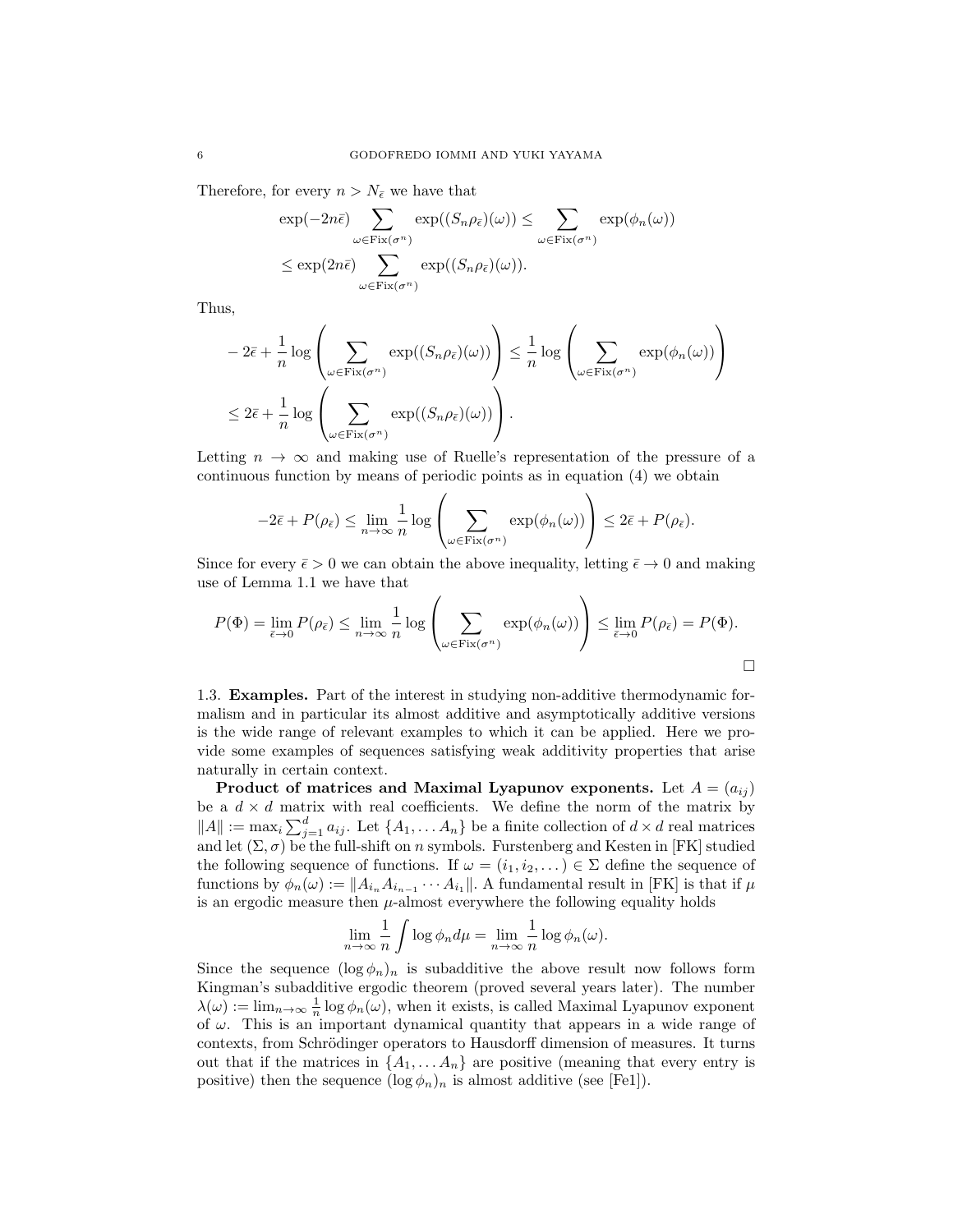Therefore, for every $n > N_{\bar{\epsilon}}$ we have that

$$\exp(-2n\bar{\epsilon}) \sum_{\omega \in \text{Fix}(\sigma^n)} \exp((S_n\rho_{\bar{\epsilon}})(\omega)) \leq \sum_{\omega \in \text{Fix}(\sigma^n)} \exp(\phi_n(\omega))$$
$$\leq \exp(2n\bar{\epsilon}) \sum_{\omega \in \text{Fix}(\sigma^n)} \exp((S_n\rho_{\bar{\epsilon}})(\omega)).$$

Thus,

$$-2\bar{\epsilon} + \frac{1}{n} \log \left( \sum_{\omega \in \text{Fix}(\sigma^n)} \exp((S_n\rho_{\bar{\epsilon}})(\omega)) \right) \leq \frac{1}{n} \log \left( \sum_{\omega \in \text{Fix}(\sigma^n)} \exp(\phi_n(\omega)) \right)$$
$$\leq 2\bar{\epsilon} + \frac{1}{n} \log \left( \sum_{\omega \in \text{Fix}(\sigma^n)} \exp((S_n\rho_{\bar{\epsilon}})(\omega)) \right).$$

Letting $n \to \infty$ and making use of Ruelle's representation of the pressure of a continuous function by means of periodic points as in equation (4) we obtain

$$-2\bar{\epsilon} + P(\rho_{\bar{\epsilon}}) \leq \lim_{n\to\infty} \frac{1}{n} \log \left( \sum_{\omega \in \text{Fix}(\sigma^n)} \exp(\phi_n(\omega)) \right) \leq 2\bar{\epsilon} + P(\rho_{\bar{\epsilon}}).$$

Since for every $\bar{\epsilon} > 0$ we can obtain the above inequality, letting $\bar{\epsilon} \to 0$ and making use of Lemma 1.1 we have that

$$P(\Phi) = \lim_{\bar{\epsilon}\to 0} P(\rho_{\bar{\epsilon}}) \leq \lim_{n\to\infty} \frac{1}{n} \log \left( \sum_{\omega \in \text{Fix}(\sigma^n)} \exp(\phi_n(\omega)) \right) \leq \lim_{\bar{\epsilon}\to 0} P(\rho_{\bar{\epsilon}}) = P(\Phi).$$

□

1.3. **Examples.** Part of the interest in studying non-additive thermodynamic formalism and in particular its almost additive and asymptotically additive versions is the wide range of relevant examples to which it can be applied. Here we provide some examples of sequences satisfying weak additivity properties that arise naturally in certain context.

**Product of matrices and Maximal Lyapunov exponents.** Let $A = (a_{ij})$ be a $d \times d$ matrix with real coefficients. We define the norm of the matrix by $\|A\| := \max_i \sum_{j=1}^{d} a_{ij}$. Let $\{A_1, \dots A_n\}$ be a finite collection of $d \times d$ real matrices and let $(\Sigma, \sigma)$ be the full-shift on $n$ symbols. Furstenberg and Kesten in [FK] studied the following sequence of functions. If $\omega = (i_1, i_2, \dots) \in \Sigma$ define the sequence of functions by $\phi_n(\omega) := \|A_{i_n} A_{i_{n-1}} \cdots A_{i_1}\|$. A fundamental result in [FK] is that if $\mu$ is an ergodic measure then $\mu$-almost everywhere the following equality holds

$$\lim_{n\to\infty} \frac{1}{n} \int \log \phi_n d\mu = \lim_{n\to\infty} \frac{1}{n} \log \phi_n(\omega).$$

Since the sequence $(\log \phi_n)_n$ is subadditive the above result now follows form Kingman's subadditive ergodic theorem (proved several years later). The number $\lambda(\omega) := \lim_{n\to\infty} \frac{1}{n} \log \phi_n(\omega)$, when it exists, is called Maximal Lyapunov exponent of $\omega$. This is an important dynamical quantity that appears in a wide range of contexts, from Schrödinger operators to Hausdorff dimension of measures. It turns out that if the matrices in $\{A_1, \dots A_n\}$ are positive (meaning that every entry is positive) then the sequence $(\log \phi_n)_n$ is almost additive (see [Fe1]).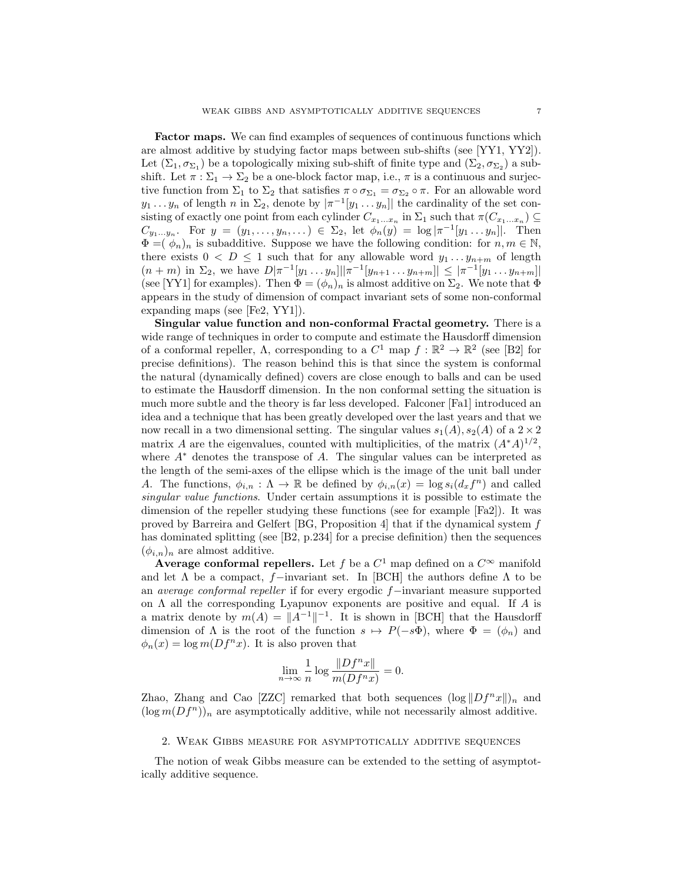**Factor maps.** We can find examples of sequences of continuous functions which are almost additive by studying factor maps between sub-shifts (see [YY1, YY2]). Let $(\Sigma_1, \sigma_{\Sigma_1})$ be a topologically mixing sub-shift of finite type and $(\Sigma_2, \sigma_{\Sigma_2})$ a sub-shift. Let $\pi : \Sigma_1 \to \Sigma_2$ be a one-block factor map, i.e., $\pi$ is a continuous and surjective function from $\Sigma_1$ to $\Sigma_2$ that satisfies $\pi \circ \sigma_{\Sigma_1} = \sigma_{\Sigma_2} \circ \pi$. For an allowable word $y_1 \dots y_n$ of length $n$ in $\Sigma_2$, denote by $|\pi^{-1}[y_1 \dots y_n]|$ the cardinality of the set consisting of exactly one point from each cylinder $C_{x_1 \dots x_n}$ in $\Sigma_1$ such that $\pi(C_{x_1 \dots x_n}) \subseteq C_{y_1 \dots y_n}$. For $y = (y_1, \dots, y_n, \dots) \in \Sigma_2$, let $\phi_n(y) = \log |\pi^{-1}[y_1 \dots y_n]|$. Then $\Phi = (\phi_n)_n$ is subadditive. Suppose we have the following condition: for $n, m \in \mathbb{N}$, there exists $0 < D \leq 1$ such that for any allowable word $y_1 \dots y_{n+m}$ of length $(n+m)$ in $\Sigma_2$, we have $D|\pi^{-1}[y_1 \dots y_n]||\pi^{-1}[y_{n+1} \dots y_{n+m}]| \leq |\pi^{-1}[y_1 \dots y_{n+m}]|$ (see [YY1] for examples). Then $\Phi = (\phi_n)_n$ is almost additive on $\Sigma_2$. We note that $\Phi$ appears in the study of dimension of compact invariant sets of some non-conformal expanding maps (see [Fe2, YY1]).

**Singular value function and non-conformal Fractal geometry.** There is a wide range of techniques in order to compute and estimate the Hausdorff dimension of a conformal repeller, $\Lambda$, corresponding to a $C^1$ map $f : \mathbb{R}^2 \to \mathbb{R}^2$ (see [B2] for precise definitions). The reason behind this is that since the system is conformal the natural (dynamically defined) covers are close enough to balls and can be used to estimate the Hausdorff dimension. In the non conformal setting the situation is much more subtle and the theory is far less developed. Falconer [Fa1] introduced an idea and a technique that has been greatly developed over the last years and that we now recall in a two dimensional setting. The singular values $s_1(A), s_2(A)$ of a $2 \times 2$ matrix $A$ are the eigenvalues, counted with multiplicities, of the matrix $(A^*A)^{1/2}$, where $A^*$ denotes the transpose of $A$. The singular values can be interpreted as the length of the semi-axes of the ellipse which is the image of the unit ball under $A$. The functions, $\phi_{i,n} : \Lambda \to \mathbb{R}$ be defined by $\phi_{i,n}(x) = \log s_i(d_x f^n)$ and called *singular value functions*. Under certain assumptions it is possible to estimate the dimension of the repeller studying these functions (see for example [Fa2]). It was proved by Barreira and Gelfert [BG, Proposition 4] that if the dynamical system $f$ has dominated splitting (see [B2, p.234] for a precise definition) then the sequences $(\phi_{i,n})_n$ are almost additive.

**Average conformal repellers.** Let $f$ be a $C^1$ map defined on a $C^\infty$ manifold and let $\Lambda$ be a compact, $f-$invariant set. In [BCH] the authors define $\Lambda$ to be an *average conformal repeller* if for every ergodic $f-$invariant measure supported on $\Lambda$ all the corresponding Lyapunov exponents are positive and equal. If $A$ is a matrix denote by $m(A) = \|A^{-1}\|^{-1}$. It is shown in [BCH] that the Hausdorff dimension of $\Lambda$ is the root of the function $s \mapsto P(-s\Phi)$, where $\Phi = (\phi_n)$ and $\phi_n(x) = \log m(Df^n x)$. It is also proven that

$$\lim_{n \to \infty} \frac{1}{n} \log \frac{\|Df^n x\|}{m(Df^n x)} = 0.$$

Zhao, Zhang and Cao [ZZC] remarked that both sequences $(\log \|Df^n x\|)_n$ and $(\log m(Df^n))_n$ are asymptotically additive, while not necessarily almost additive.

## 2. Weak Gibbs measure for asymptotically additive sequences

The notion of weak Gibbs measure can be extended to the setting of asymptotically additive sequence.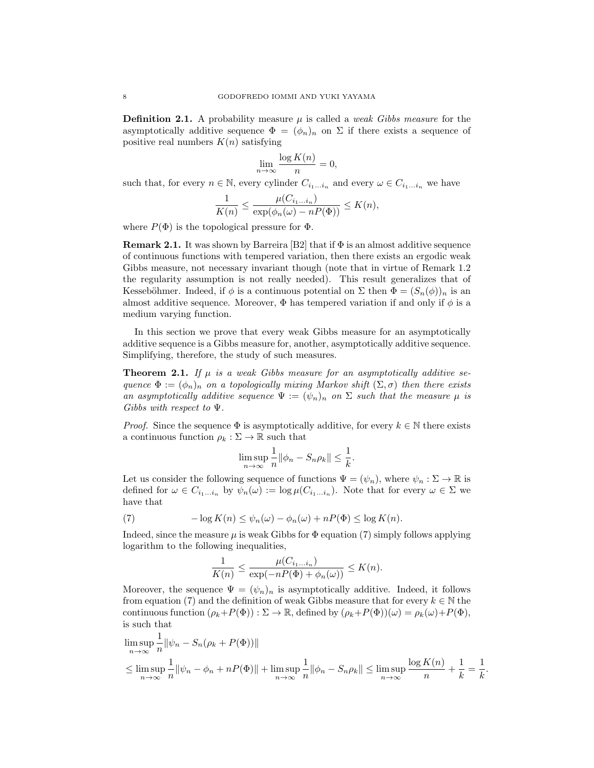**Definition 2.1.** A probability measure $\mu$ is called a *weak Gibbs measure* for the asymptotically additive sequence $\Phi = (\phi_n)_n$ on $\Sigma$ if there exists a sequence of positive real numbers $K(n)$ satisfying

$$\lim_{n\to\infty} \frac{\log K(n)}{n} = 0,$$

such that, for every $n \in \mathbb{N}$, every cylinder $C_{i_1\dots i_n}$ and every $\omega \in C_{i_1\dots i_n}$ we have

$$\frac{1}{K(n)} \leq \frac{\mu(C_{i_1\dots i_n})}{\exp(\phi_n(\omega) - nP(\Phi))} \leq K(n),$$

where $P(\Phi)$ is the topological pressure for $\Phi$.

**Remark 2.1.** It was shown by Barreira [B2] that if $\Phi$ is an almost additive sequence of continuous functions with tempered variation, then there exists an ergodic weak Gibbs measure, not necessary invariant though (note that in virtue of Remark 1.2 the regularity assumption is not really needed). This result generalizes that of Kesseböhmer. Indeed, if $\phi$ is a continuous potential on $\Sigma$ then $\Phi = (S_n(\phi))_n$ is an almost additive sequence. Moreover, $\Phi$ has tempered variation if and only if $\phi$ is a medium varying function.

In this section we prove that every weak Gibbs measure for an asymptotically additive sequence is a Gibbs measure for, another, asymptotically additive sequence. Simplifying, therefore, the study of such measures.

**Theorem 2.1.** *If $\mu$ is a weak Gibbs measure for an asymptotically additive sequence $\Phi := (\phi_n)_n$ on a topologically mixing Markov shift $(\Sigma, \sigma)$ then there exists an asymptotically additive sequence $\Psi := (\psi_n)_n$ on $\Sigma$ such that the measure $\mu$ is Gibbs with respect to $\Psi$.*

*Proof.* Since the sequence $\Phi$ is asymptotically additive, for every $k \in \mathbb{N}$ there exists a continuous function $\rho_k : \Sigma \to \mathbb{R}$ such that

$$\limsup_{n\to\infty} \frac{1}{n} \|\phi_n - S_n\rho_k\| \leq \frac{1}{k}.$$

Let us consider the following sequence of functions $\Psi = (\psi_n)$, where $\psi_n : \Sigma \to \mathbb{R}$ is defined for $\omega \in C_{i_1\dots i_n}$ by $\psi_n(\omega) := \log \mu(C_{i_1\dots i_n})$. Note that for every $\omega \in \Sigma$ we have that

$$-\log K(n) \leq \psi_n(\omega) - \phi_n(\omega) + nP(\Phi) \leq \log K(n). \tag{7}$$

Indeed, since the measure $\mu$ is weak Gibbs for $\Phi$ equation (7) simply follows applying logarithm to the following inequalities,

$$\frac{1}{K(n)} \leq \frac{\mu(C_{i_1\dots i_n})}{\exp(-nP(\Phi) + \phi_n(\omega))} \leq K(n).$$

Moreover, the sequence $\Psi = (\psi_n)_n$ is asymptotically additive. Indeed, it follows from equation (7) and the definition of weak Gibbs measure that for every $k \in \mathbb{N}$ the continuous function $(\rho_k + P(\Phi)) : \Sigma \to \mathbb{R}$, defined by $(\rho_k + P(\Phi))(\omega) = \rho_k(\omega) + P(\Phi)$, is such that

$$\begin{aligned}
&\limsup_{n\to\infty} \frac{1}{n} \|\psi_n - S_n(\rho_k + P(\Phi))\| \\
&\leq \limsup_{n\to\infty} \frac{1}{n} \|\psi_n - \phi_n + nP(\Phi)\| + \limsup_{n\to\infty} \frac{1}{n} \|\phi_n - S_n\rho_k\| \leq \limsup_{n\to\infty} \frac{\log K(n)}{n} + \frac{1}{k} = \frac{1}{k}.
\end{aligned}$$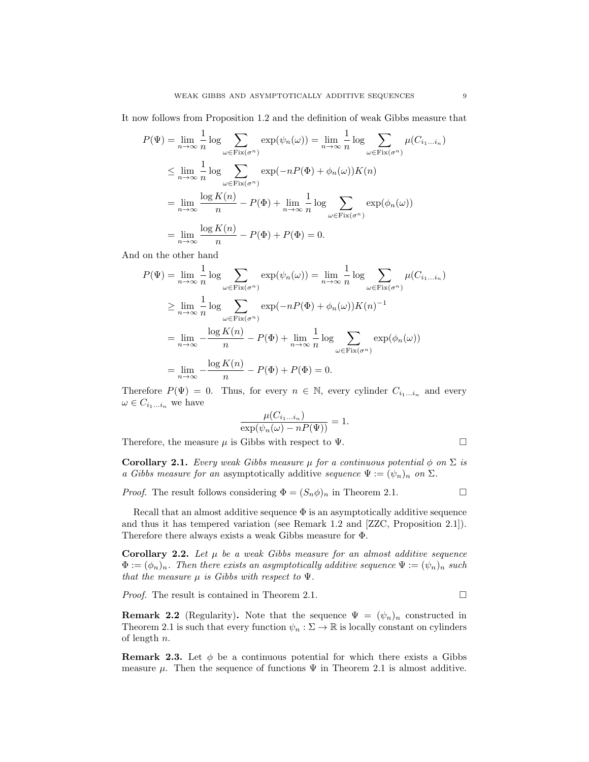It now follows from Proposition 1.2 and the definition of weak Gibbs measure that

$$
\begin{aligned}
P(\Psi) &= \lim_{n\to\infty} \frac{1}{n} \log \sum_{\omega \in \mathrm{Fix}(\sigma^n)} \exp(\psi_n(\omega)) = \lim_{n\to\infty} \frac{1}{n} \log \sum_{\omega \in \mathrm{Fix}(\sigma^n)} \mu(C_{i_1\ldots i_n}) \\
&\leq \lim_{n\to\infty} \frac{1}{n} \log \sum_{\omega \in \mathrm{Fix}(\sigma^n)} \exp(-nP(\Phi) + \phi_n(\omega))K(n) \\
&= \lim_{n\to\infty} \frac{\log K(n)}{n} - P(\Phi) + \lim_{n\to\infty} \frac{1}{n} \log \sum_{\omega \in \mathrm{Fix}(\sigma^n)} \exp(\phi_n(\omega)) \\
&= \lim_{n\to\infty} \frac{\log K(n)}{n} - P(\Phi) + P(\Phi) = 0.
\end{aligned}
$$

And on the other hand

$$
\begin{aligned}
P(\Psi) &= \lim_{n\to\infty} \frac{1}{n} \log \sum_{\omega \in \mathrm{Fix}(\sigma^n)} \exp(\psi_n(\omega)) = \lim_{n\to\infty} \frac{1}{n} \log \sum_{\omega \in \mathrm{Fix}(\sigma^n)} \mu(C_{i_1\ldots i_n}) \\
&\geq \lim_{n\to\infty} \frac{1}{n} \log \sum_{\omega \in \mathrm{Fix}(\sigma^n)} \exp(-nP(\Phi) + \phi_n(\omega))K(n)^{-1} \\
&= \lim_{n\to\infty} -\frac{\log K(n)}{n} - P(\Phi) + \lim_{n\to\infty} \frac{1}{n} \log \sum_{\omega \in \mathrm{Fix}(\sigma^n)} \exp(\phi_n(\omega)) \\
&= \lim_{n\to\infty} -\frac{\log K(n)}{n} - P(\Phi) + P(\Phi) = 0.
\end{aligned}
$$

Therefore $P(\Psi) = 0$. Thus, for every $n \in \mathbb{N}$, every cylinder $C_{i_1\ldots i_n}$ and every $\omega \in C_{i_1\ldots i_n}$ we have

$$
\frac{\mu(C_{i_1\ldots i_n})}{\exp(\psi_n(\omega) - nP(\Psi))} = 1.
$$

Therefore, the measure $\mu$ is Gibbs with respect to $\Psi$. □

**Corollary 2.1.** *Every weak Gibbs measure $\mu$ for a continuous potential $\phi$ on $\Sigma$ is a Gibbs measure for an* asymptotically additive *sequence $\Psi := (\psi_n)_n$ on $\Sigma$.*

*Proof.* The result follows considering $\Phi = (S_n\phi)_n$ in Theorem 2.1. □

Recall that an almost additive sequence $\Phi$ is an asymptotically additive sequence and thus it has tempered variation (see Remark 1.2 and [ZZC, Proposition 2.1]). Therefore there always exists a weak Gibbs measure for $\Phi$.

**Corollary 2.2.** *Let $\mu$ be a weak Gibbs measure for an almost additive sequence $\Phi := (\phi_n)_n$. Then there exists an asymptotically additive sequence $\Psi := (\psi_n)_n$ such that the measure $\mu$ is Gibbs with respect to $\Psi$.*

*Proof.* The result is contained in Theorem 2.1. □

**Remark 2.2** (Regularity)**.** Note that the sequence $\Psi = (\psi_n)_n$ constructed in Theorem 2.1 is such that every function $\psi_n : \Sigma \to \mathbb{R}$ is locally constant on cylinders of length $n$.

**Remark 2.3.** Let $\phi$ be a continuous potential for which there exists a Gibbs measure $\mu$. Then the sequence of functions $\Psi$ in Theorem 2.1 is almost additive.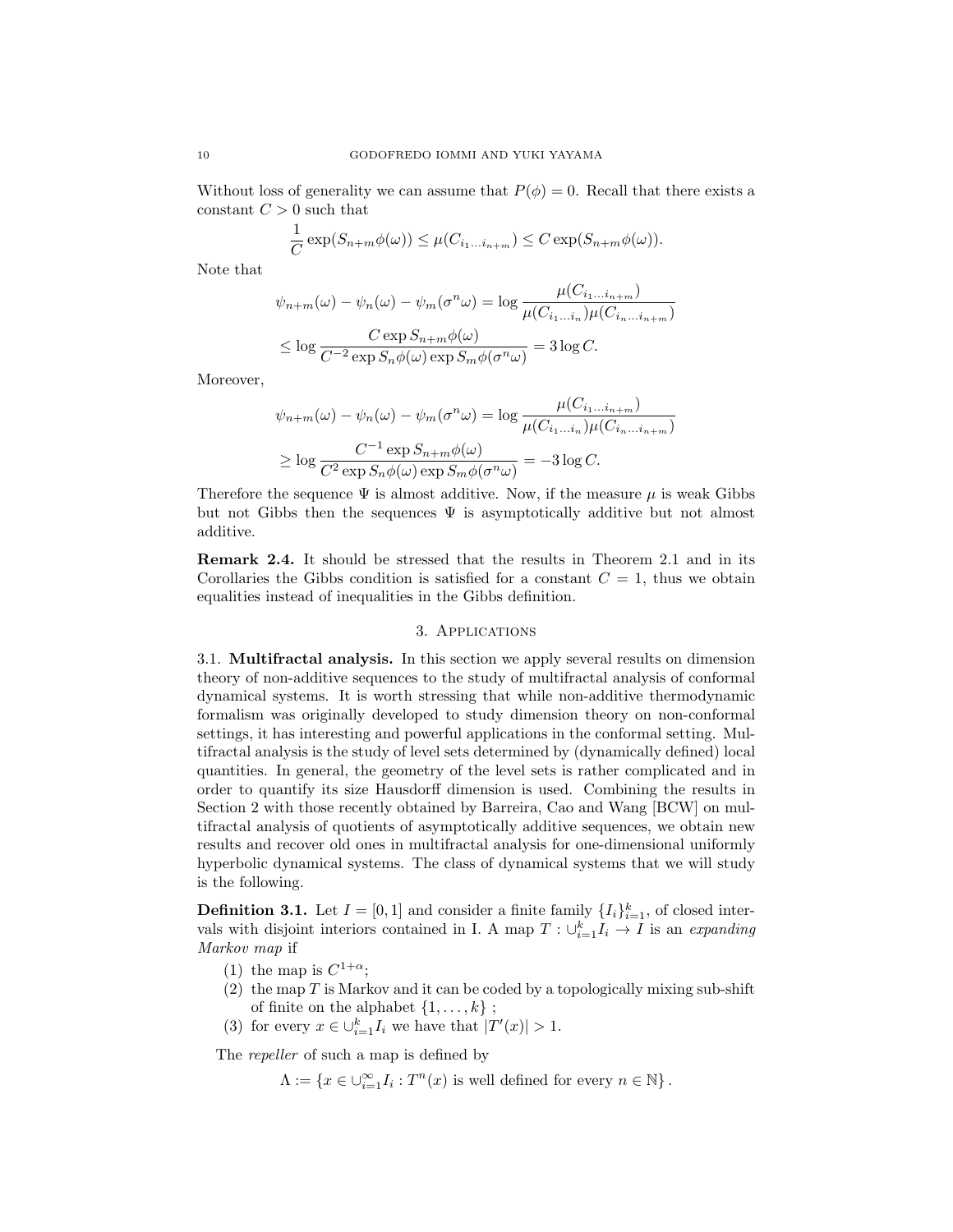Without loss of generality we can assume that $P(\phi) = 0$. Recall that there exists a constant $C > 0$ such that

$$\frac{1}{C}\exp(S_{n+m}\phi(\omega)) \leq \mu(C_{i_1 \dots i_{n+m}}) \leq C \exp(S_{n+m}\phi(\omega)).$$

Note that

$$\psi_{n+m}(\omega) - \psi_n(\omega) - \psi_m(\sigma^n \omega) = \log \frac{\mu(C_{i_1 \dots i_{n+m}})}{\mu(C_{i_1 \dots i_n})\mu(C_{i_n \dots i_{n+m}})}$$

$$\leq \log \frac{C \exp S_{n+m}\phi(\omega)}{C^{-2} \exp S_n \phi(\omega) \exp S_m \phi(\sigma^n \omega)} = 3 \log C.$$

Moreover,

$$\psi_{n+m}(\omega) - \psi_n(\omega) - \psi_m(\sigma^n \omega) = \log \frac{\mu(C_{i_1 \dots i_{n+m}})}{\mu(C_{i_1 \dots i_n})\mu(C_{i_n \dots i_{n+m}})}$$

$$\geq \log \frac{C^{-1} \exp S_{n+m}\phi(\omega)}{C^{2} \exp S_n \phi(\omega) \exp S_m \phi(\sigma^n \omega)} = -3 \log C.$$

Therefore the sequence $\Psi$ is almost additive. Now, if the measure $\mu$ is weak Gibbs but not Gibbs then the sequences $\Psi$ is asymptotically additive but not almost additive.

**Remark 2.4.** It should be stressed that the results in Theorem 2.1 and in its Corollaries the Gibbs condition is satisfied for a constant $C = 1$, thus we obtain equalities instead of inequalities in the Gibbs definition.

## 3. Applications

**3.1. Multifractal analysis.** In this section we apply several results on dimension theory of non-additive sequences to the study of multifractal analysis of conformal dynamical systems. It is worth stressing that while non-additive thermodynamic formalism was originally developed to study dimension theory on non-conformal settings, it has interesting and powerful applications in the conformal setting. Multifractal analysis is the study of level sets determined by (dynamically defined) local quantities. In general, the geometry of the level sets is rather complicated and in order to quantify its size Hausdorff dimension is used. Combining the results in Section 2 with those recently obtained by Barreira, Cao and Wang [BCW] on multifractal analysis of quotients of asymptotically additive sequences, we obtain new results and recover old ones in multifractal analysis for one-dimensional uniformly hyperbolic dynamical systems. The class of dynamical systems that we will study is the following.

**Definition 3.1.** Let $I = [0, 1]$ and consider a finite family $\{I_i\}_{i=1}^k$, of closed intervals with disjoint interiors contained in I. A map $T : \cup_{i=1}^k I_i \to I$ is an *expanding Markov map* if

1. the map is $C^{1+\alpha}$;
2. the map $T$ is Markov and it can be coded by a topologically mixing sub-shift of finite on the alphabet $\{1, \dots, k\}$ ;
3. for every $x \in \cup_{i=1}^k I_i$ we have that $|T'(x)| > 1$.

The *repeller* of such a map is defined by

$$\Lambda := \left\{ x \in \cup_{i=1}^{\infty} I_i : T^n(x) \text{ is well defined for every } n \in \mathbb{N} \right\}.$$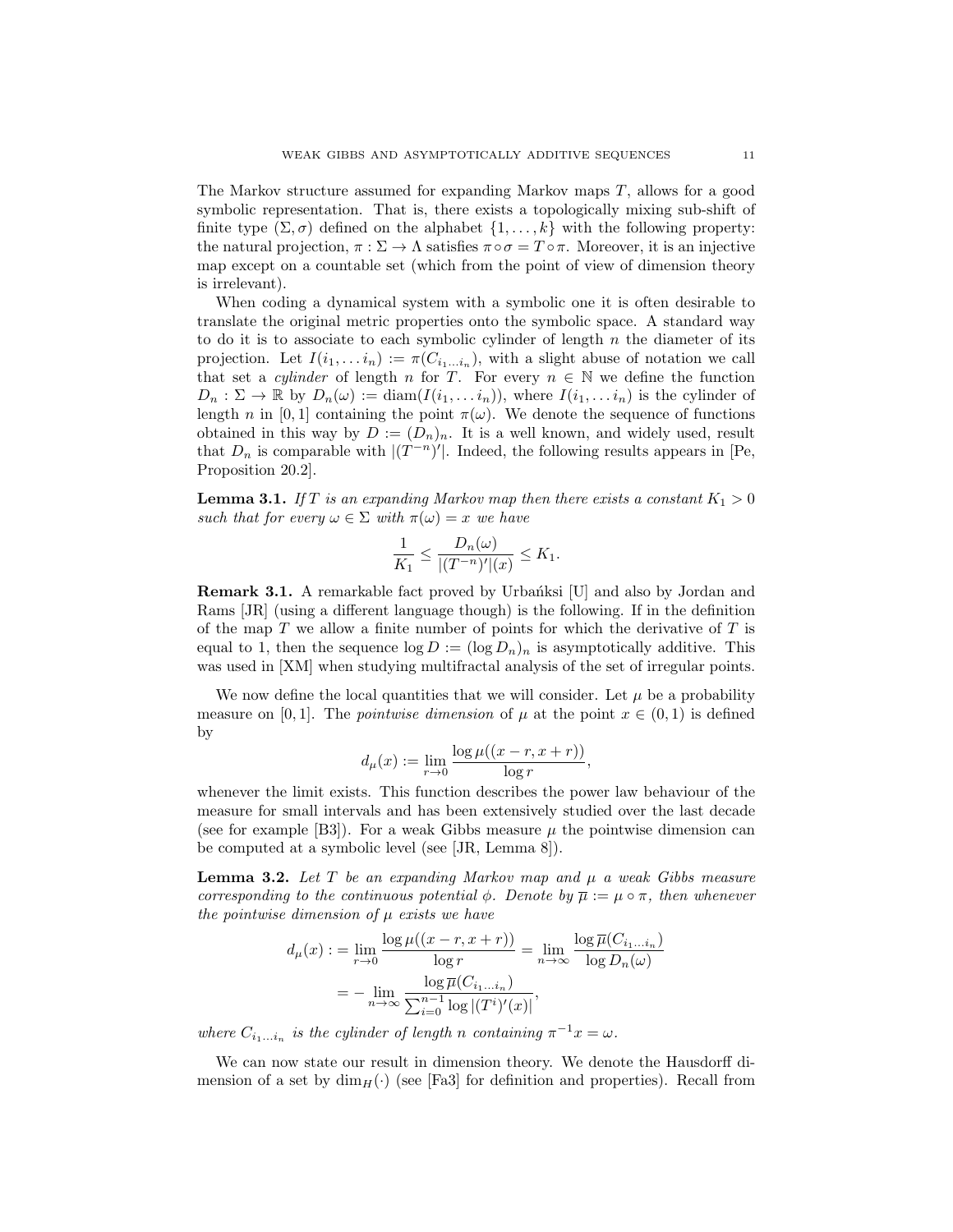The Markov structure assumed for expanding Markov maps $T$, allows for a good symbolic representation. That is, there exists a topologically mixing sub-shift of finite type $(\Sigma, \sigma)$ defined on the alphabet $\{1, \dots, k\}$ with the following property: the natural projection, $\pi : \Sigma \to \Lambda$ satisfies $\pi \circ \sigma = T \circ \pi$. Moreover, it is an injective map except on a countable set (which from the point of view of dimension theory is irrelevant).

When coding a dynamical system with a symbolic one it is often desirable to translate the original metric properties onto the symbolic space. A standard way to do it is to associate to each symbolic cylinder of length $n$ the diameter of its projection. Let $I(i_1, \dots i_n) := \pi(C_{i_1 \dots i_n})$, with a slight abuse of notation we call that set a *cylinder* of length $n$ for $T$. For every $n \in \mathbb{N}$ we define the function $D_n : \Sigma \to \mathbb{R}$ by $D_n(\omega) := \operatorname{diam}(I(i_1, \dots i_n))$, where $I(i_1, \dots i_n)$ is the cylinder of length $n$ in $[0, 1]$ containing the point $\pi(\omega)$. We denote the sequence of functions obtained in this way by $D := (D_n)_n$. It is a well known, and widely used, result that $D_n$ is comparable with $|(T^{-n})'|$. Indeed, the following results appears in [Pe, Proposition 20.2].

**Lemma 3.1.** *If $T$ is an expanding Markov map then there exists a constant $K_1 > 0$ such that for every $\omega \in \Sigma$ with $\pi(\omega) = x$ we have*

$$\frac{1}{K_1} \leq \frac{D_n(\omega)}{|(T^{-n})'|(x)} \leq K_1.$$

**Remark 3.1.** A remarkable fact proved by Urbańksi [U] and also by Jordan and Rams [JR] (using a different language though) is the following. If in the definition of the map $T$ we allow a finite number of points for which the derivative of $T$ is equal to 1, then the sequence $\log D := (\log D_n)_n$ is asymptotically additive. This was used in [XM] when studying multifractal analysis of the set of irregular points.

We now define the local quantities that we will consider. Let $\mu$ be a probability measure on $[0, 1]$. The *pointwise dimension* of $\mu$ at the point $x \in (0, 1)$ is defined by

$$d_\mu(x) := \lim_{r \to 0} \frac{\log \mu((x - r, x + r))}{\log r},$$

whenever the limit exists. This function describes the power law behaviour of the measure for small intervals and has been extensively studied over the last decade (see for example [B3]). For a weak Gibbs measure $\mu$ the pointwise dimension can be computed at a symbolic level (see [JR, Lemma 8]).

**Lemma 3.2.** *Let $T$ be an expanding Markov map and $\mu$ a weak Gibbs measure corresponding to the continuous potential $\phi$. Denote by $\overline{\mu} := \mu \circ \pi$, then whenever the pointwise dimension of $\mu$ exists we have*

$$\begin{aligned}
d_\mu(x) : &= \lim_{r \to 0} \frac{\log \mu((x - r, x + r))}{\log r} = \lim_{n \to \infty} \frac{\log \overline{\mu}(C_{i_1 \dots i_n})}{\log D_n(\omega)} \\
&= -\lim_{n \to \infty} \frac{\log \overline{\mu}(C_{i_1 \dots i_n})}{\sum_{i=0}^{n-1} \log |(T^i)'(x)|},
\end{aligned}$$

*where $C_{i_1 \dots i_n}$ is the cylinder of length $n$ containing $\pi^{-1}x = \omega$.*

We can now state our result in dimension theory. We denote the Hausdorff dimension of a set by $\dim_H(\cdot)$ (see [Fa3] for definition and properties). Recall from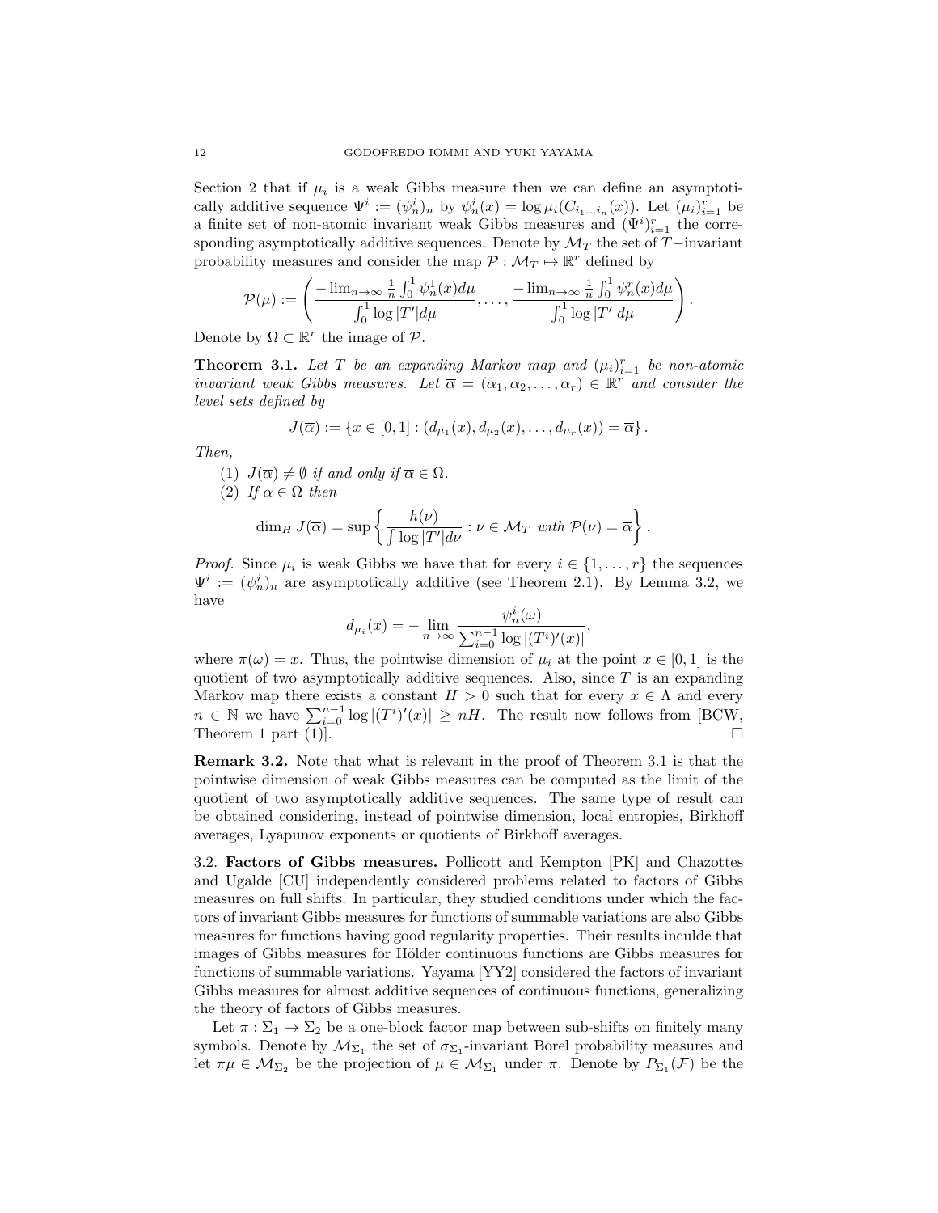Section 2 that if $\mu_i$ is a weak Gibbs measure then we can define an asymptotically additive sequence $\Psi^i := (\psi^i_n)_n$ by $\psi^i_n(x) = \log \mu_i(C_{i_1 \dots i_n}(x))$. Let $(\mu_i)_{i=1}^r$ be a finite set of non-atomic invariant weak Gibbs measures and $(\Psi^i)_{i=1}^r$ the corresponding asymptotically additive sequences. Denote by $\mathcal{M}_T$ the set of $T-$invariant probability measures and consider the map $\mathcal{P} : \mathcal{M}_T \mapsto \mathbb{R}^r$ defined by

$$\mathcal{P}(\mu) := \left( \frac{-\lim_{n\to\infty} \frac{1}{n} \int_0^1 \psi^1_n(x) d\mu}{\int_0^1 \log |T'| d\mu}, \dots, \frac{-\lim_{n\to\infty} \frac{1}{n} \int_0^1 \psi^r_n(x) d\mu}{\int_0^1 \log |T'| d\mu} \right).$$

Denote by $\Omega \subset \mathbb{R}^r$ the image of $\mathcal{P}$.

**Theorem 3.1.** *Let $T$ be an expanding Markov map and $(\mu_i)_{i=1}^r$ be non-atomic invariant weak Gibbs measures. Let $\overline{\alpha} = (\alpha_1, \alpha_2, \dots, \alpha_r) \in \mathbb{R}^r$ and consider the level sets defined by*

$$J(\overline{\alpha}) := \{x \in [0,1] : (d_{\mu_1}(x), d_{\mu_2}(x), \dots, d_{\mu_r}(x)) = \overline{\alpha}\}.$$

*Then,*

1. *$J(\overline{\alpha}) \neq \emptyset$ if and only if $\overline{\alpha} \in \Omega$.*
2. *If $\overline{\alpha} \in \Omega$ then*

$$\dim_H J(\overline{\alpha}) = \sup \left\{ \frac{h(\nu)}{\int \log |T'| d\nu} : \nu \in \mathcal{M}_T \text{ with } \mathcal{P}(\nu) = \overline{\alpha} \right\}.$$

*Proof.* Since $\mu_i$ is weak Gibbs we have that for every $i \in \{1, \dots, r\}$ the sequences $\Psi^i := (\psi^i_n)_n$ are asymptotically additive (see Theorem 2.1). By Lemma 3.2, we have

$$d_{\mu_i}(x) = -\lim_{n\to\infty} \frac{\psi^i_n(\omega)}{\sum_{i=0}^{n-1} \log |(T^i)'(x)|},$$

where $\pi(\omega) = x$. Thus, the pointwise dimension of $\mu_i$ at the point $x \in [0,1]$ is the quotient of two asymptotically additive sequences. Also, since $T$ is an expanding Markov map there exists a constant $H > 0$ such that for every $x \in \Lambda$ and every $n \in \mathbb{N}$ we have $\sum_{i=0}^{n-1} \log |(T^i)'(x)| \geq nH$. The result now follows from [BCW, Theorem 1 part (1)]. □

**Remark 3.2.** Note that what is relevant in the proof of Theorem 3.1 is that the pointwise dimension of weak Gibbs measures can be computed as the limit of the quotient of two asymptotically additive sequences. The same type of result can be obtained considering, instead of pointwise dimension, local entropies, Birkhoff averages, Lyapunov exponents or quotients of Birkhoff averages.

3.2. **Factors of Gibbs measures.** Pollicott and Kempton [PK] and Chazottes and Ugalde [CU] independently considered problems related to factors of Gibbs measures on full shifts. In particular, they studied conditions under which the factors of invariant Gibbs measures for functions of summable variations are also Gibbs measures for functions having good regularity properties. Their results inculde that images of Gibbs measures for Hölder continuous functions are Gibbs measures for functions of summable variations. Yayama [YY2] considered the factors of invariant Gibbs measures for almost additive sequences of continuous functions, generalizing the theory of factors of Gibbs measures.

Let $\pi : \Sigma_1 \to \Sigma_2$ be a one-block factor map between sub-shifts on finitely many symbols. Denote by $\mathcal{M}_{\Sigma_1}$ the set of $\sigma_{\Sigma_1}$-invariant Borel probability measures and let $\pi\mu \in \mathcal{M}_{\Sigma_2}$ be the projection of $\mu \in \mathcal{M}_{\Sigma_1}$ under $\pi$. Denote by $P_{\Sigma_1}(\mathcal{F})$ be the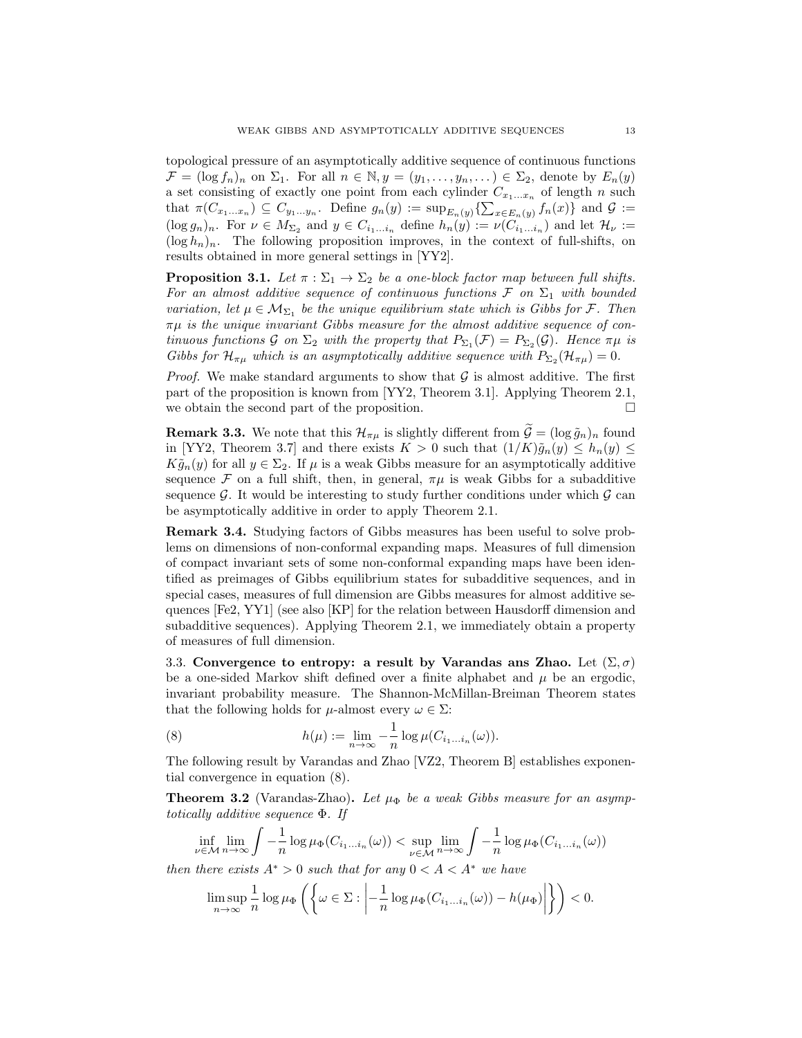topological pressure of an asymptotically additive sequence of continuous functions $\mathcal{F} = (\log f_n)_n$ on $\Sigma_1$. For all $n \in \mathbb{N}, y = (y_1, \ldots, y_n, \ldots) \in \Sigma_2$, denote by $E_n(y)$ a set consisting of exactly one point from each cylinder $C_{x_1 \ldots x_n}$ of length $n$ such that $\pi(C_{x_1 \ldots x_n}) \subseteq C_{y_1 \ldots y_n}$. Define $g_n(y) := \sup_{E_n(y)} \{\sum_{x \in E_n(y)} f_n(x)\}$ and $\mathcal{G} := (\log g_n)_n$. For $\nu \in M_{\Sigma_2}$ and $y \in C_{i_1 \ldots i_n}$ define $h_n(y) := \nu(C_{i_1 \ldots i_n})$ and let $\mathcal{H}_\nu := (\log h_n)_n$. The following proposition improves, in the context of full-shifts, on results obtained in more general settings in [YY2].

**Proposition 3.1.** *Let $\pi : \Sigma_1 \to \Sigma_2$ be a one-block factor map between full shifts. For an almost additive sequence of continuous functions $\mathcal{F}$ on $\Sigma_1$ with bounded variation, let $\mu \in \mathcal{M}_{\Sigma_1}$ be the unique equilibrium state which is Gibbs for $\mathcal{F}$. Then $\pi\mu$ is the unique invariant Gibbs measure for the almost additive sequence of continuous functions $\mathcal{G}$ on $\Sigma_2$ with the property that $P_{\Sigma_1}(\mathcal{F}) = P_{\Sigma_2}(\mathcal{G})$. Hence $\pi\mu$ is Gibbs for $\mathcal{H}_{\pi\mu}$ which is an asymptotically additive sequence with $P_{\Sigma_2}(\mathcal{H}_{\pi\mu}) = 0$.*

*Proof.* We make standard arguments to show that $\mathcal{G}$ is almost additive. The first part of the proposition is known from [YY2, Theorem 3.1]. Applying Theorem 2.1, we obtain the second part of the proposition. □

**Remark 3.3.** We note that this $\mathcal{H}_{\pi\mu}$ is slightly different from $\widetilde{\mathcal{G}} = (\log \tilde{g}_n)_n$ found in [YY2, Theorem 3.7] and there exists $K > 0$ such that $(1/K)\tilde{g}_n(y) \leq h_n(y) \leq K\tilde{g}_n(y)$ for all $y \in \Sigma_2$. If $\mu$ is a weak Gibbs measure for an asymptotically additive sequence $\mathcal{F}$ on a full shift, then, in general, $\pi\mu$ is weak Gibbs for a subadditive sequence $\mathcal{G}$. It would be interesting to study further conditions under which $\mathcal{G}$ can be asymptotically additive in order to apply Theorem 2.1.

**Remark 3.4.** Studying factors of Gibbs measures has been useful to solve problems on dimensions of non-conformal expanding maps. Measures of full dimension of compact invariant sets of some non-conformal expanding maps have been identified as preimages of Gibbs equilibrium states for subadditive sequences, and in special cases, measures of full dimension are Gibbs measures for almost additive sequences [Fe2, YY1] (see also [KP] for the relation between Hausdorff dimension and subadditive sequences). Applying Theorem 2.1, we immediately obtain a property of measures of full dimension.

### 3.3. Convergence to entropy: a result by Varandas ans Zhao.

Let $(\Sigma, \sigma)$ be a one-sided Markov shift defined over a finite alphabet and $\mu$ be an ergodic, invariant probability measure. The Shannon-McMillan-Breiman Theorem states that the following holds for $\mu$-almost every $\omega \in \Sigma$:

$$h(\mu) := \lim_{n \to \infty} -\frac{1}{n} \log \mu(C_{i_1 \ldots i_n}(\omega)). \tag{8}$$

The following result by Varandas and Zhao [VZ2, Theorem B] establishes exponential convergence in equation (8).

**Theorem 3.2** (Varandas-Zhao)**.** *Let $\mu_\Phi$ be a weak Gibbs measure for an asymptotically additive sequence $\Phi$. If*

$$\inf_{\nu \in \mathcal{M}} \lim_{n \to \infty} \int -\frac{1}{n} \log \mu_\Phi(C_{i_1 \ldots i_n}(\omega)) < \sup_{\nu \in \mathcal{M}} \lim_{n \to \infty} \int -\frac{1}{n} \log \mu_\Phi(C_{i_1 \ldots i_n}(\omega))$$

*then there exists $A^* > 0$ such that for any $0 < A < A^*$ we have*

$$\limsup_{n \to \infty} \frac{1}{n} \log \mu_\Phi \left( \left\{ \omega \in \Sigma : \left| -\frac{1}{n} \log \mu_\Phi(C_{i_1 \ldots i_n}(\omega)) - h(\mu_\Phi) \right| \right\} \right) < 0.$$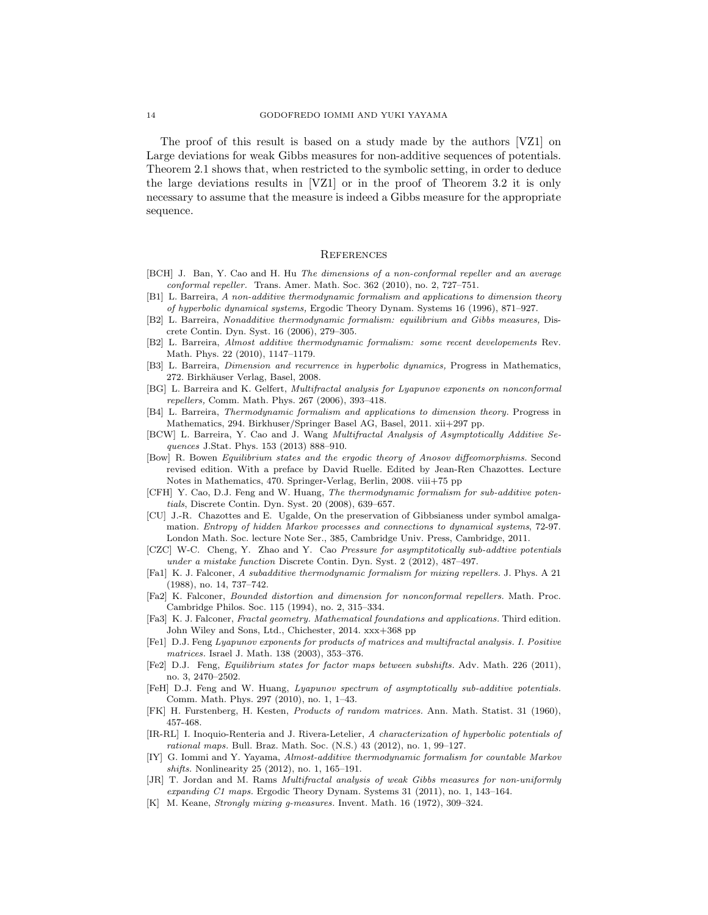The proof of this result is based on a study made by the authors [VZ1] on Large deviations for weak Gibbs measures for non-additive sequences of potentials. Theorem 2.1 shows that, when restricted to the symbolic setting, in order to deduce the large deviations results in [VZ1] or in the proof of Theorem 3.2 it is only necessary to assume that the measure is indeed a Gibbs measure for the appropriate sequence.

## References

- [BCH] J. Ban, Y. Cao and H. Hu *The dimensions of a non-conformal repeller and an average conformal repeller.* Trans. Amer. Math. Soc. 362 (2010), no. 2, 727–751.
- [B1] L. Barreira, *A non-additive thermodynamic formalism and applications to dimension theory of hyperbolic dynamical systems,* Ergodic Theory Dynam. Systems 16 (1996), 871–927.
- [B2] L. Barreira, *Nonadditive thermodynamic formalism: equilibrium and Gibbs measures,* Discrete Contin. Dyn. Syst. 16 (2006), 279–305.
- [B2] L. Barreira, *Almost additive thermodynamic formalism: some recent developements* Rev. Math. Phys. 22 (2010), 1147–1179.
- [B3] L. Barreira, *Dimension and recurrence in hyperbolic dynamics,* Progress in Mathematics, 272. Birkhäuser Verlag, Basel, 2008.
- [BG] L. Barreira and K. Gelfert, *Multifractal analysis for Lyapunov exponents on nonconformal repellers,* Comm. Math. Phys. 267 (2006), 393–418.
- [B4] L. Barreira, *Thermodynamic formalism and applications to dimension theory.* Progress in Mathematics, 294. Birkhuser/Springer Basel AG, Basel, 2011. xii+297 pp.
- [BCW] L. Barreira, Y. Cao and J. Wang *Multifractal Analysis of Asymptotically Additive Sequences* J.Stat. Phys. 153 (2013) 888–910.
- [Bow] R. Bowen *Equilibrium states and the ergodic theory of Anosov diffeomorphisms.* Second revised edition. With a preface by David Ruelle. Edited by Jean-Ren Chazottes. Lecture Notes in Mathematics, 470. Springer-Verlag, Berlin, 2008. viii+75 pp
- [CFH] Y. Cao, D.J. Feng and W. Huang, *The thermodynamic formalism for sub-additive potentials*, Discrete Contin. Dyn. Syst. 20 (2008), 639–657.
- [CU] J.-R. Chazottes and E. Ugalde, On the preservation of Gibbsianess under symbol amalgamation. *Entropy of hidden Markov processes and connections to dynamical systems*, 72-97. London Math. Soc. lecture Note Ser., 385, Cambridge Univ. Press, Cambridge, 2011.
- [CZC] W-C. Cheng, Y. Zhao and Y. Cao *Pressure for asymptitotically sub-addtive potentials under a mistake function* Discrete Contin. Dyn. Syst. 2 (2012), 487–497.
- [Fa1] K. J. Falconer, *A subadditive thermodynamic formalism for mixing repellers.* J. Phys. A 21 (1988), no. 14, 737–742.
- [Fa2] K. Falconer, *Bounded distortion and dimension for nonconformal repellers.* Math. Proc. Cambridge Philos. Soc. 115 (1994), no. 2, 315–334.
- [Fa3] K. J. Falconer, *Fractal geometry. Mathematical foundations and applications.* Third edition. John Wiley and Sons, Ltd., Chichester, 2014. xxx+368 pp
- [Fe1] D.J. Feng *Lyapunov exponents for products of matrices and multifractal analysis. I. Positive matrices.* Israel J. Math. 138 (2003), 353–376.
- [Fe2] D.J. Feng, *Equilibrium states for factor maps between subshifts.* Adv. Math. 226 (2011), no. 3, 2470–2502.
- [FeH] D.J. Feng and W. Huang, *Lyapunov spectrum of asymptotically sub-additive potentials.* Comm. Math. Phys. 297 (2010), no. 1, 1–43.
- [FK] H. Furstenberg, H. Kesten, *Products of random matrices.* Ann. Math. Statist. 31 (1960), 457-468.
- [IR-RL] I. Inoquio-Renteria and J. Rivera-Letelier, *A characterization of hyperbolic potentials of rational maps.* Bull. Braz. Math. Soc. (N.S.) 43 (2012), no. 1, 99–127.
- [IY] G. Iommi and Y. Yayama, *Almost-additive thermodynamic formalism for countable Markov shifts.* Nonlinearity 25 (2012), no. 1, 165–191.
- [JR] T. Jordan and M. Rams *Multifractal analysis of weak Gibbs measures for non-uniformly expanding C1 maps.* Ergodic Theory Dynam. Systems 31 (2011), no. 1, 143–164.
- [K] M. Keane, *Strongly mixing g-measures.* Invent. Math. 16 (1972), 309–324.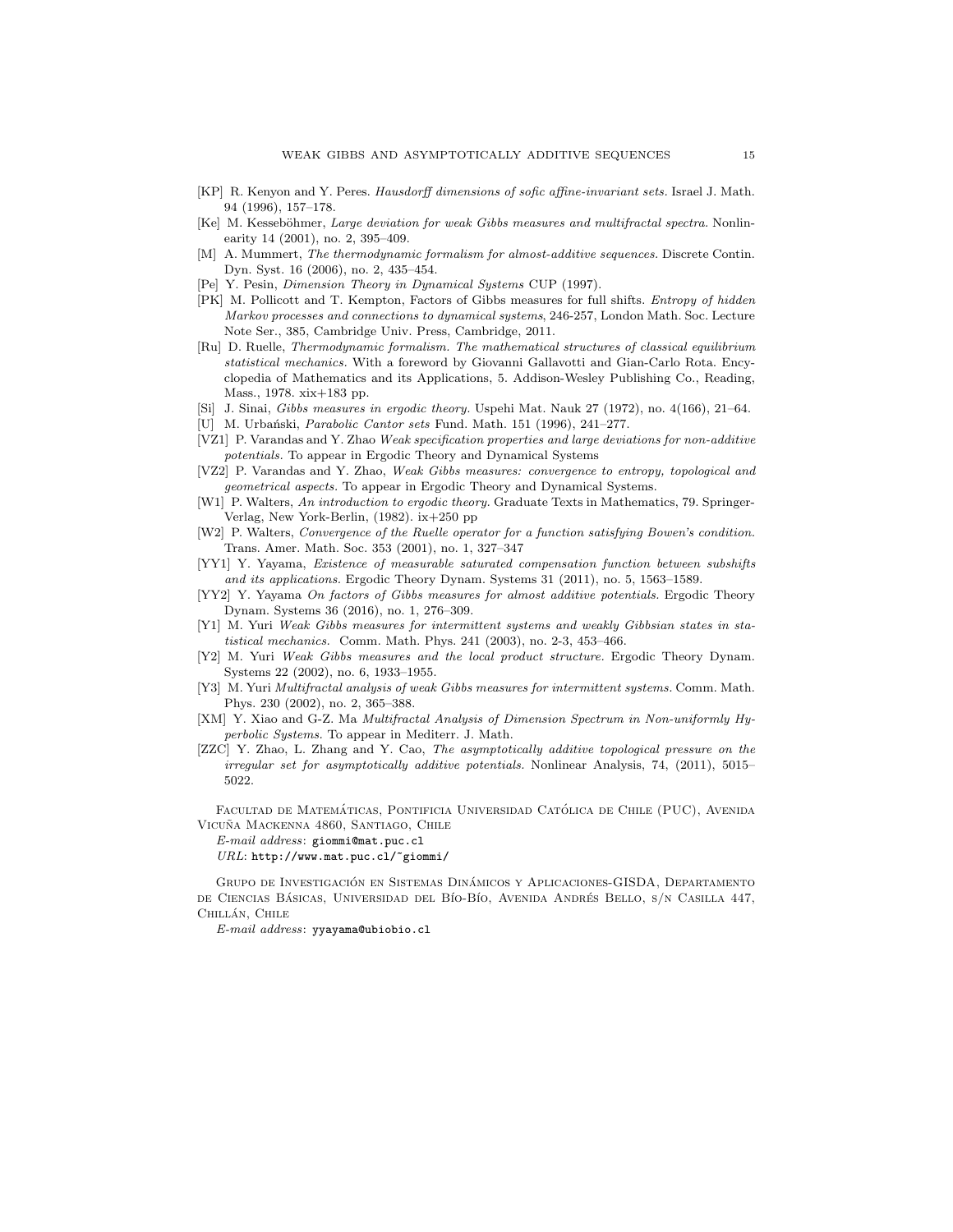[KP] R. Kenyon and Y. Peres. *Hausdorff dimensions of sofic affine-invariant sets.* Israel J. Math. 94 (1996), 157–178.

[Ke] M. Kesseböhmer, *Large deviation for weak Gibbs measures and multifractal spectra.* Nonlinearity 14 (2001), no. 2, 395–409.

[M] A. Mummert, *The thermodynamic formalism for almost-additive sequences.* Discrete Contin. Dyn. Syst. 16 (2006), no. 2, 435–454.

[Pe] Y. Pesin, *Dimension Theory in Dynamical Systems* CUP (1997).

[PK] M. Pollicott and T. Kempton, Factors of Gibbs measures for full shifts. *Entropy of hidden Markov processes and connections to dynamical systems*, 246-257, London Math. Soc. Lecture Note Ser., 385, Cambridge Univ. Press, Cambridge, 2011.

[Ru] D. Ruelle, *Thermodynamic formalism. The mathematical structures of classical equilibrium statistical mechanics.* With a foreword by Giovanni Gallavotti and Gian-Carlo Rota. Encyclopedia of Mathematics and its Applications, 5. Addison-Wesley Publishing Co., Reading, Mass., 1978. xix+183 pp.

[Si] J. Sinai, *Gibbs measures in ergodic theory.* Uspehi Mat. Nauk 27 (1972), no. 4(166), 21–64.

[U] M. Urbański, *Parabolic Cantor sets* Fund. Math. 151 (1996), 241–277.

[VZ1] P. Varandas and Y. Zhao *Weak specification properties and large deviations for non-additive potentials.* To appear in Ergodic Theory and Dynamical Systems

[VZ2] P. Varandas and Y. Zhao, *Weak Gibbs measures: convergence to entropy, topological and geometrical aspects.* To appear in Ergodic Theory and Dynamical Systems.

[W1] P. Walters, *An introduction to ergodic theory.* Graduate Texts in Mathematics, 79. Springer-Verlag, New York-Berlin, (1982). ix+250 pp

[W2] P. Walters, *Convergence of the Ruelle operator for a function satisfying Bowen's condition.* Trans. Amer. Math. Soc. 353 (2001), no. 1, 327–347

[YY1] Y. Yayama, *Existence of measurable saturated compensation function between subshifts and its applications.* Ergodic Theory Dynam. Systems 31 (2011), no. 5, 1563–1589.

[YY2] Y. Yayama *On factors of Gibbs measures for almost additive potentials.* Ergodic Theory Dynam. Systems 36 (2016), no. 1, 276–309.

[Y1] M. Yuri *Weak Gibbs measures for intermittent systems and weakly Gibbsian states in statistical mechanics.* Comm. Math. Phys. 241 (2003), no. 2-3, 453–466.

[Y2] M. Yuri *Weak Gibbs measures and the local product structure.* Ergodic Theory Dynam. Systems 22 (2002), no. 6, 1933–1955.

[Y3] M. Yuri *Multifractal analysis of weak Gibbs measures for intermittent systems.* Comm. Math. Phys. 230 (2002), no. 2, 365–388.

[XM] Y. Xiao and G-Z. Ma *Multifractal Analysis of Dimension Spectrum in Non-uniformly Hyperbolic Systems.* To appear in Mediterr. J. Math.

[ZZC] Y. Zhao, L. Zhang and Y. Cao, *The asymptotically additive topological pressure on the irregular set for asymptotically additive potentials.* Nonlinear Analysis, 74, (2011), 5015–5022.

Facultad de Matemáticas, Pontificia Universidad Católica de Chile (PUC), Avenida Vicuña Mackenna 4860, Santiago, Chile

*E-mail address*: giommi@mat.puc.cl

*URL*: http://www.mat.puc.cl/~giommi/

Grupo de Investigación en Sistemas Dinámicos y Aplicaciones-GISDA, Departamento de Ciencias Básicas, Universidad del Bío-Bío, Avenida Andrés Bello, s/n Casilla 447, Chillán, Chile

*E-mail address*: yyayama@ubiobio.cl